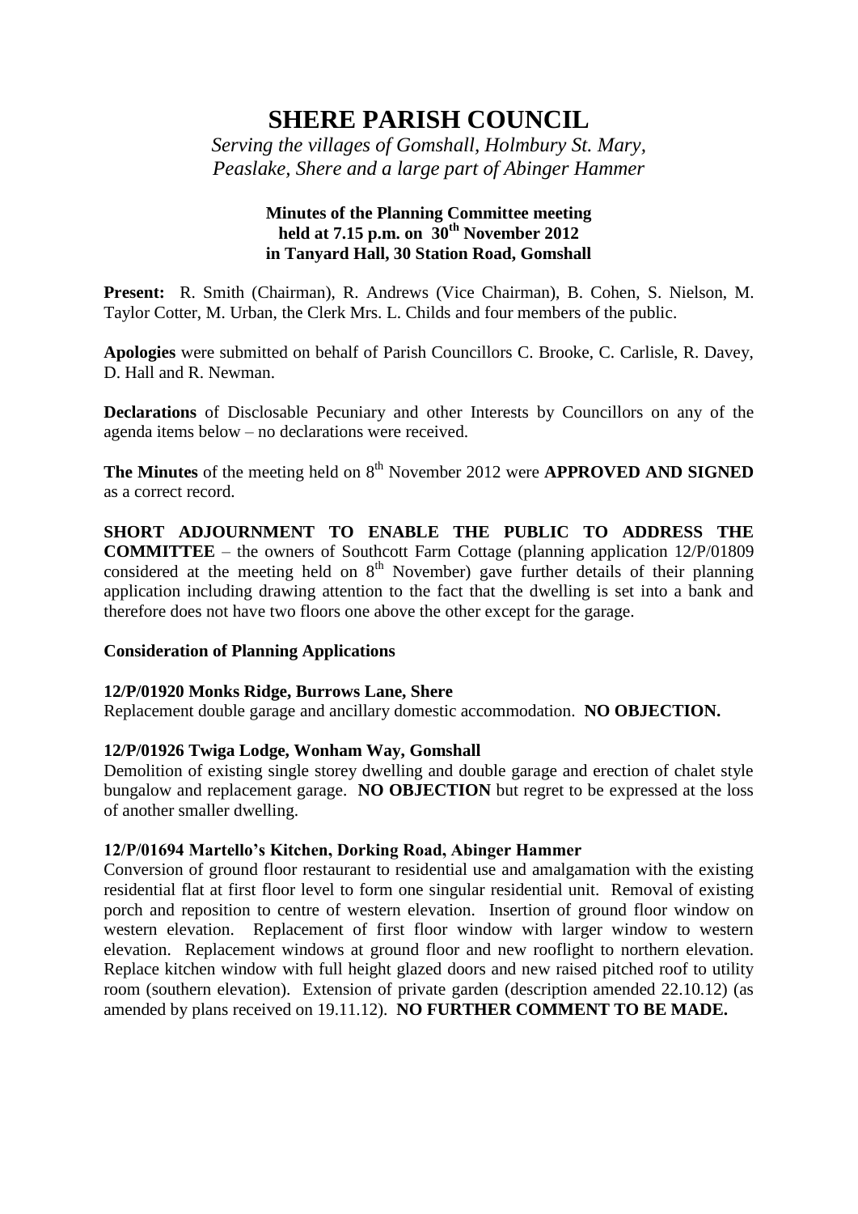# SHERE PARISH COUNCIL

*Serving the villages of Gomshall, Holmbury St. Mary, Peaslake, Shere and a large part of Abinger Hammer*

**Minutes of the Planning Committee meeting held at 7.15 p.m. on 30th November 2012 in Tanyard Hall, 30 Station Road, Gomshall**

**Present:** R. Smith (Chairman), R. Andrews (Vice Chairman), B. Cohen, S. Nielson, M. Taylor Cotter, M. Urban, the Clerk Mrs. L. Childs and four members of the public.

**Apologies** were submitted on behalf of Parish Councillors C. Brooke, C. Carlisle, R. Davey, D. Hall and R. Newman.

**Declarations** of Disclosable Pecuniary and other Interests by Councillors on any of the agenda items below – no declarations were received.

**The Minutes** of the meeting held on 8th November 2012 were **APPROVED AND SIGNED** as a correct record.

**SHORT ADJOURNMENT TO ENABLE THE PUBLIC TO ADDRESS THE COMMITTEE** – the owners of Southcott Farm Cottage (planning application 12/P/01809 considered at the meeting held on 8th November) gave further details of their planning application including drawing attention to the fact that the dwelling is set into a bank and therefore does not have two floors one above the other except for the garage.

**Consideration of Planning Applications**

**12/P/01920 Monks Ridge, Burrows Lane, Shere**

Replacement double garage and ancillary domestic accommodation. **NO OBJECTION.**

**12/P/01926 Twiga Lodge, Wonham Way, Gomshall**

Demolition of existing single storey dwelling and double garage and erection of chalet style bungalow and replacement garage. **NO OBJECTION** but regret to be expressed at the loss of another smaller dwelling.

**12/P/01694 Martello's Kitchen, Dorking Road, Abinger Hammer**

Conversion of ground floor restaurant to residential use and amalgamation with the existing residential flat at first floor level to form one singular residential unit. Removal of existing porch and reposition to centre of western elevation. Insertion of ground floor window on western elevation. Replacement of first floor window with larger window to western elevation. Replacement windows at ground floor and new rooflight to northern elevation. Replace kitchen window with full height glazed doors and new raised pitched roof to utility room (southern elevation). Extension of private garden (description amended 22.10.12) (as amended by plans received on 19.11.12). **NO FURTHER COMMENT TO BE MADE.**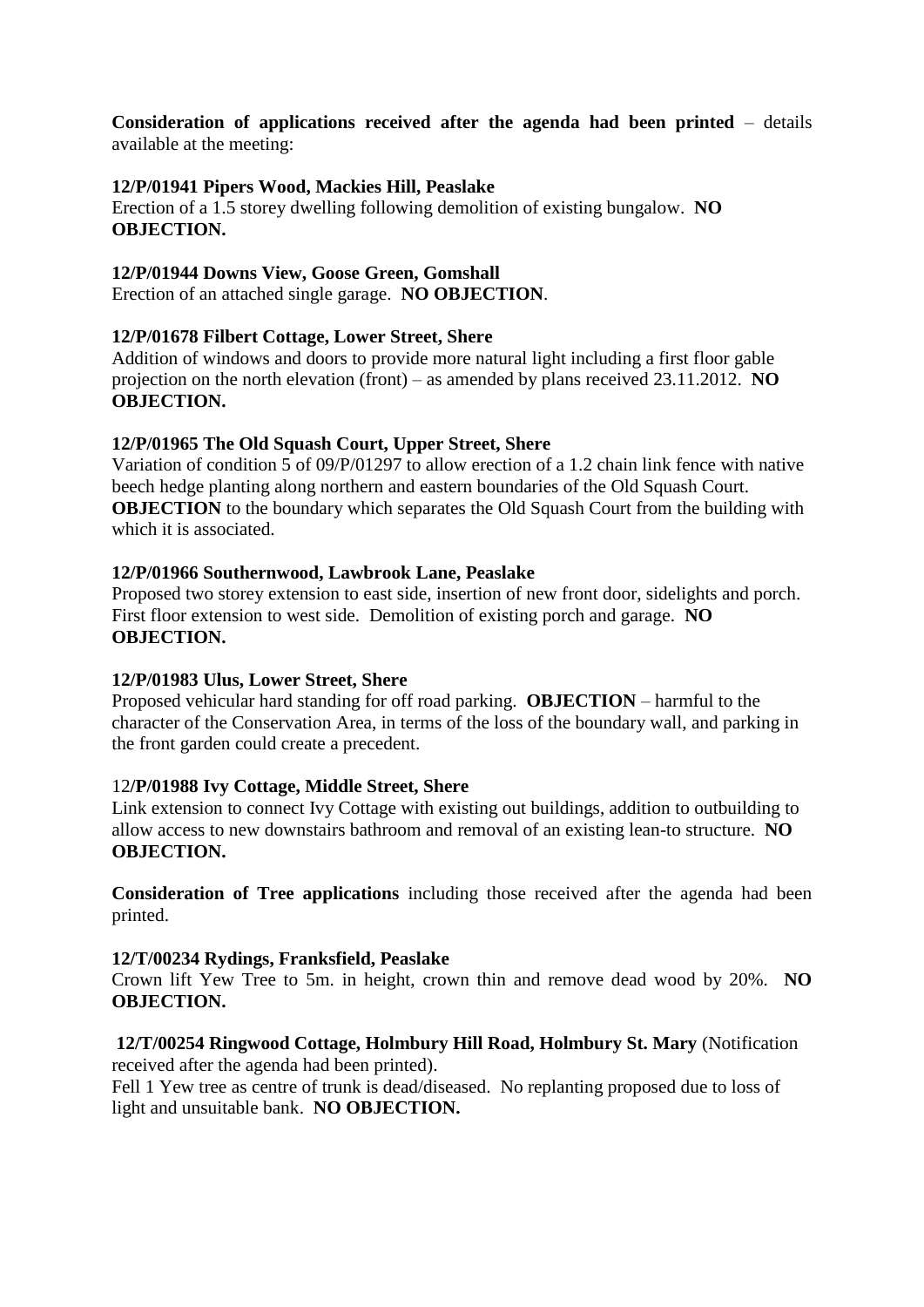**Consideration of applications received after the agenda had been printed** – details available at the meeting:

**12/P/01941 Pipers Wood, Mackies Hill, Peaslake**
Erection of a 1.5 storey dwelling following demolition of existing bungalow. **NO OBJECTION.**

**12/P/01944 Downs View, Goose Green, Gomshall**
Erection of an attached single garage. **NO OBJECTION**.

**12/P/01678 Filbert Cottage, Lower Street, Shere**
Addition of windows and doors to provide more natural light including a first floor gable projection on the north elevation (front) – as amended by plans received 23.11.2012. **NO OBJECTION.**

**12/P/01965 The Old Squash Court, Upper Street, Shere**
Variation of condition 5 of 09/P/01297 to allow erection of a 1.2 chain link fence with native beech hedge planting along northern and eastern boundaries of the Old Squash Court. **OBJECTION** to the boundary which separates the Old Squash Court from the building with which it is associated.

**12/P/01966 Southernwood, Lawbrook Lane, Peaslake**
Proposed two storey extension to east side, insertion of new front door, sidelights and porch. First floor extension to west side. Demolition of existing porch and garage. **NO OBJECTION.**

**12/P/01983 Ulus, Lower Street, Shere**
Proposed vehicular hard standing for off road parking. **OBJECTION** – harmful to the character of the Conservation Area, in terms of the loss of the boundary wall, and parking in the front garden could create a precedent.

12/**P/01988 Ivy Cottage, Middle Street, Shere**
Link extension to connect Ivy Cottage with existing out buildings, addition to outbuilding to allow access to new downstairs bathroom and removal of an existing lean-to structure. **NO OBJECTION.**

**Consideration of Tree applications** including those received after the agenda had been printed.

**12/T/00234 Rydings, Franksfield, Peaslake**
Crown lift Yew Tree to 5m. in height, crown thin and remove dead wood by 20%. **NO OBJECTION.**

**12/T/00254 Ringwood Cottage, Holmbury Hill Road, Holmbury St. Mary** (Notification received after the agenda had been printed).
Fell 1 Yew tree as centre of trunk is dead/diseased. No replanting proposed due to loss of light and unsuitable bank. **NO OBJECTION.**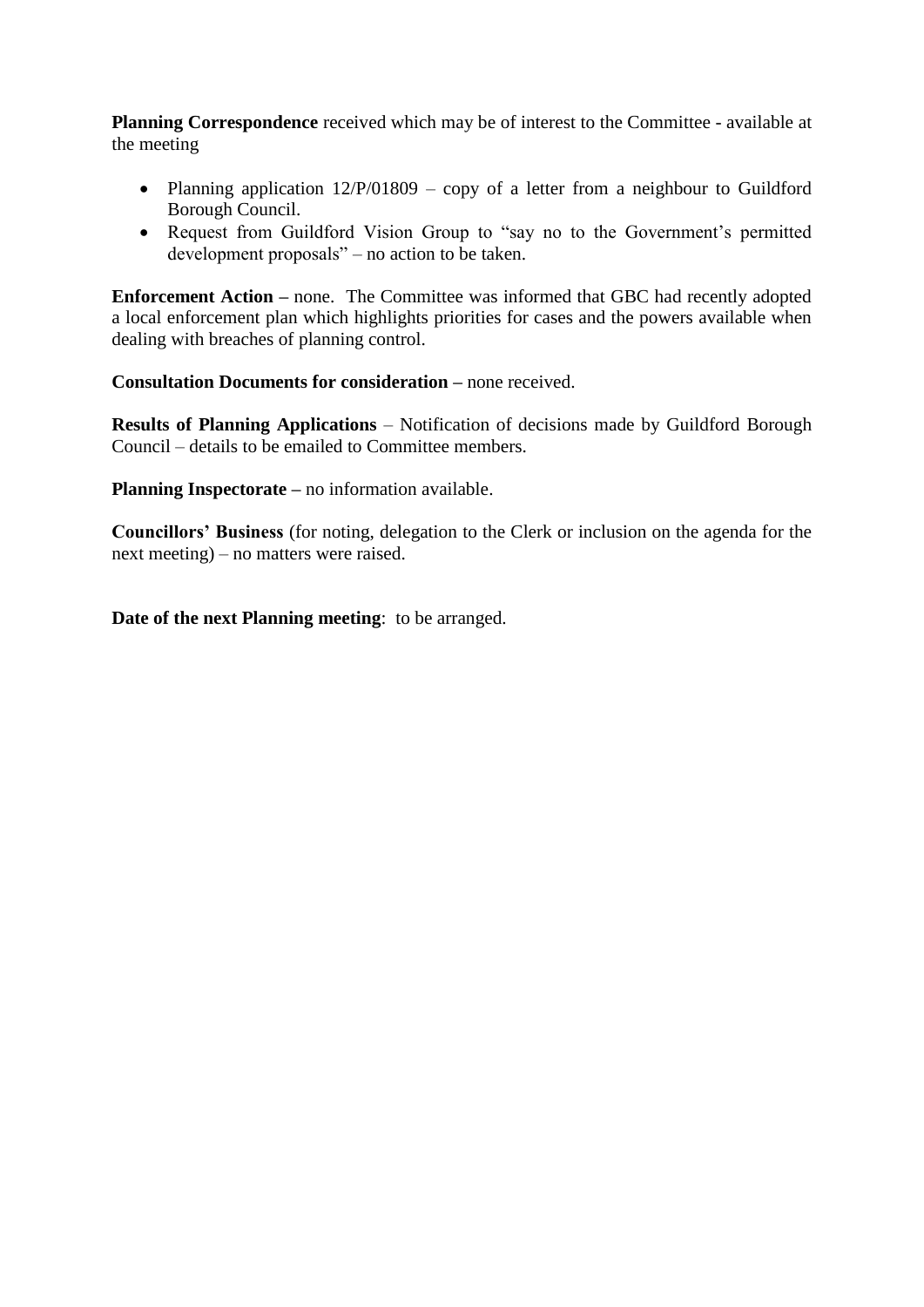**Planning Correspondence** received which may be of interest to the Committee - available at the meeting

- Planning application 12/P/01809 – copy of a letter from a neighbour to Guildford Borough Council.
- Request from Guildford Vision Group to "say no to the Government's permitted development proposals" – no action to be taken.

**Enforcement Action –** none. The Committee was informed that GBC had recently adopted a local enforcement plan which highlights priorities for cases and the powers available when dealing with breaches of planning control.

**Consultation Documents for consideration –** none received.

**Results of Planning Applications** – Notification of decisions made by Guildford Borough Council – details to be emailed to Committee members.

**Planning Inspectorate –** no information available.

**Councillors' Business** (for noting, delegation to the Clerk or inclusion on the agenda for the next meeting) – no matters were raised.

**Date of the next Planning meeting**: to be arranged.